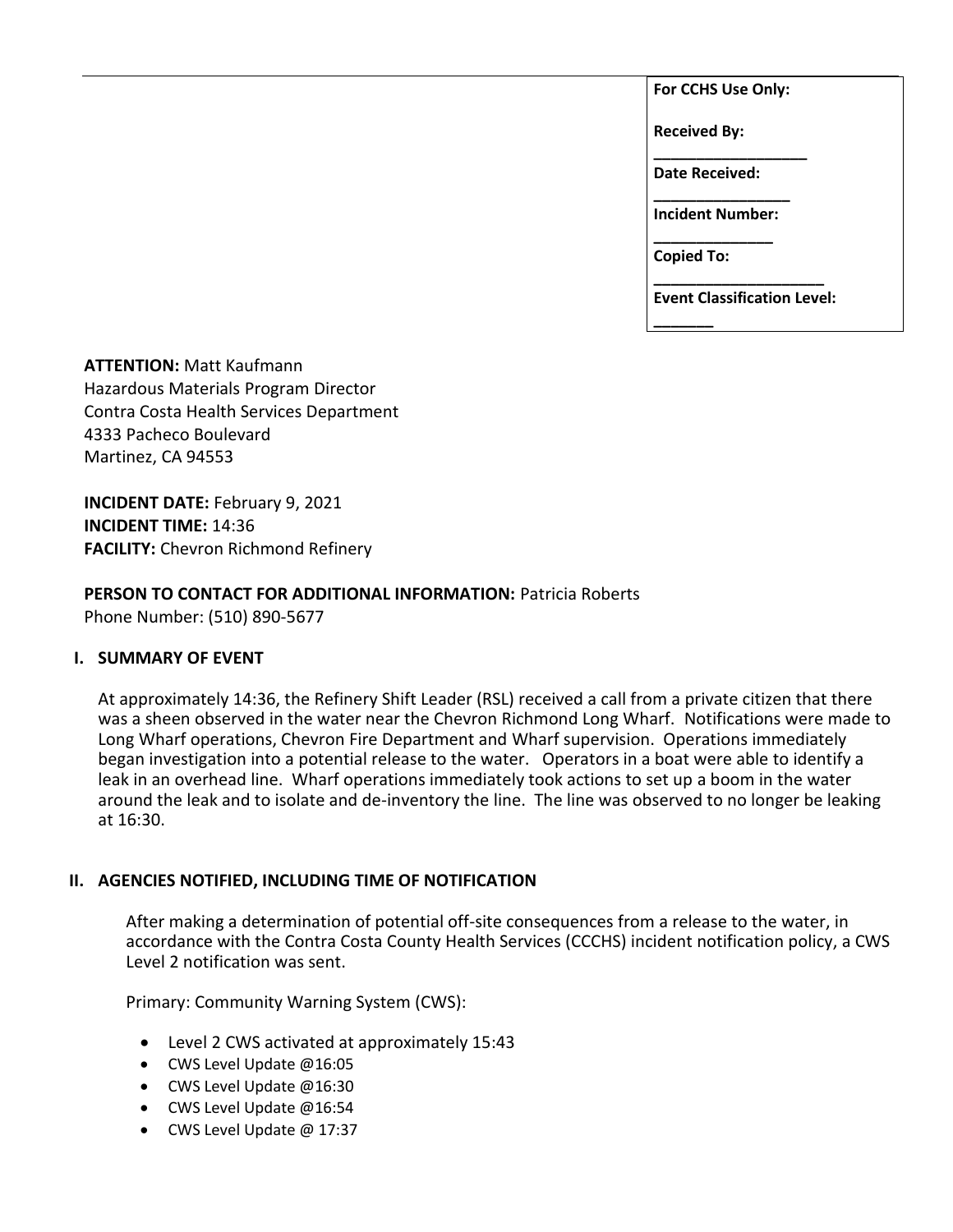**For CCHS Use Only:**

**Received By:** \_\_\_\_\_\_\_\_\_\_\_\_\_\_\_\_\_\_

**Date Received:** \_\_\_\_\_\_\_\_\_\_\_\_\_\_\_\_\_

**Incident Number:** \_\_\_\_\_\_\_\_\_\_\_\_\_\_\_

**Copied To:** \_\_\_\_\_\_\_\_\_\_\_\_\_\_\_\_\_\_\_\_\_

**Event Classification Level:** \_\_\_\_\_\_\_\_

**ATTENTION:** Matt Kaufmann
Hazardous Materials Program Director
Contra Costa Health Services Department
4333 Pacheco Boulevard
Martinez, CA 94553

**INCIDENT DATE:** February 9, 2021
**INCIDENT TIME:** 14:36
**FACILITY:** Chevron Richmond Refinery

**PERSON TO CONTACT FOR ADDITIONAL INFORMATION:** Patricia Roberts
Phone Number: (510) 890-5677

## I. SUMMARY OF EVENT

At approximately 14:36, the Refinery Shift Leader (RSL) received a call from a private citizen that there was a sheen observed in the water near the Chevron Richmond Long Wharf. Notifications were made to Long Wharf operations, Chevron Fire Department and Wharf supervision. Operations immediately began investigation into a potential release to the water. Operators in a boat were able to identify a leak in an overhead line. Wharf operations immediately took actions to set up a boom in the water around the leak and to isolate and de-inventory the line. The line was observed to no longer be leaking at 16:30.

## II. AGENCIES NOTIFIED, INCLUDING TIME OF NOTIFICATION

After making a determination of potential off-site consequences from a release to the water, in accordance with the Contra Costa County Health Services (CCCHS) incident notification policy, a CWS Level 2 notification was sent.

Primary: Community Warning System (CWS):

- Level 2 CWS activated at approximately 15:43
- CWS Level Update @16:05
- CWS Level Update @16:30
- CWS Level Update @16:54
- CWS Level Update @ 17:37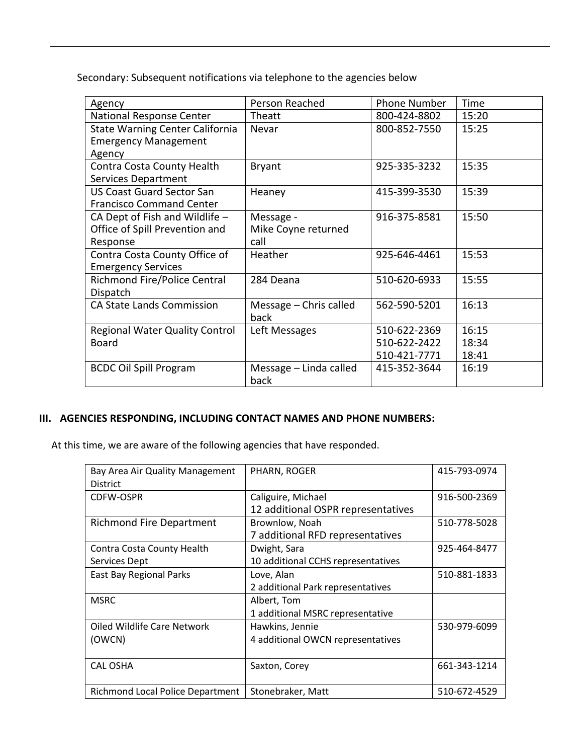Secondary: Subsequent notifications via telephone to the agencies below

| Agency | Person Reached | Phone Number | Time |
| --- | --- | --- | --- |
| National Response Center | Theatt | 800-424-8802 | 15:20 |
| State Warning Center California Emergency Management Agency | Nevar | 800-852-7550 | 15:25 |
| Contra Costa County Health Services Department | Bryant | 925-335-3232 | 15:35 |
| US Coast Guard Sector San Francisco Command Center | Heaney | 415-399-3530 | 15:39 |
| CA Dept of Fish and Wildlife – Office of Spill Prevention and Response | Message - Mike Coyne returned call | 916-375-8581 | 15:50 |
| Contra Costa County Office of Emergency Services | Heather | 925-646-4461 | 15:53 |
| Richmond Fire/Police Central Dispatch | 284 Deana | 510-620-6933 | 15:55 |
| CA State Lands Commission | Message – Chris called back | 562-590-5201 | 16:13 |
| Regional Water Quality Control Board | Left Messages | 510-622-2369<br>510-622-2422<br>510-421-7771 | 16:15<br>18:34<br>18:41 |
| BCDC Oil Spill Program | Message – Linda called back | 415-352-3644 | 16:19 |

## III. AGENCIES RESPONDING, INCLUDING CONTACT NAMES AND PHONE NUMBERS:

At this time, we are aware of the following agencies that have responded.

| Agency | Contact | Phone |
| --- | --- | --- |
| Bay Area Air Quality Management District | PHARN, ROGER | 415-793-0974 |
| CDFW-OSPR | Caliguire, Michael<br>12 additional OSPR representatives | 916-500-2369 |
| Richmond Fire Department | Brownlow, Noah<br>7 additional RFD representatives | 510-778-5028 |
| Contra Costa County Health Services Dept | Dwight, Sara<br>10 additional CCHS representatives | 925-464-8477 |
| East Bay Regional Parks | Love, Alan<br>2 additional Park representatives | 510-881-1833 |
| MSRC | Albert, Tom<br>1 additional MSRC representative | |
| Oiled Wildlife Care Network (OWCN) | Hawkins, Jennie<br>4 additional OWCN representatives | 530-979-6099 |
| CAL OSHA | Saxton, Corey | 661-343-1214 |
| Richmond Local Police Department | Stonebraker, Matt | 510-672-4529 |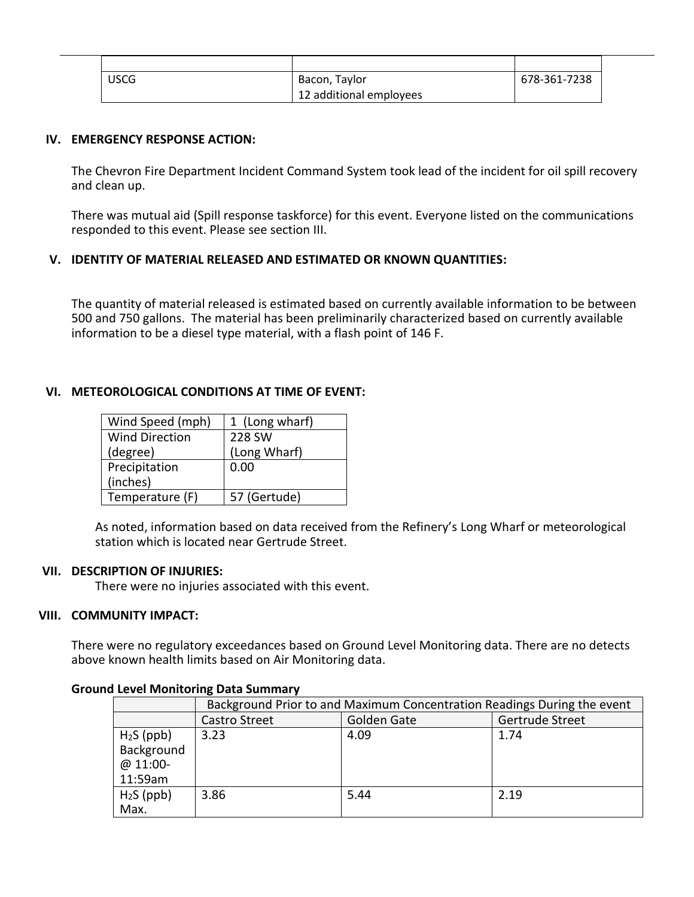| | | |
|---|---|---|
| USCG | Bacon, Taylor<br>12 additional employees | 678-361-7238 |

## IV. EMERGENCY RESPONSE ACTION:

The Chevron Fire Department Incident Command System took lead of the incident for oil spill recovery and clean up.

There was mutual aid (Spill response taskforce) for this event. Everyone listed on the communications responded to this event. Please see section III.

## V. IDENTITY OF MATERIAL RELEASED AND ESTIMATED OR KNOWN QUANTITIES:

The quantity of material released is estimated based on currently available information to be between 500 and 750 gallons. The material has been preliminarily characterized based on currently available information to be a diesel type material, with a flash point of 146 F.

## VI. METEOROLOGICAL CONDITIONS AT TIME OF EVENT:

| | |
|---|---|
| Wind Speed (mph) | 1 (Long wharf) |
| Wind Direction (degree) | 228 SW (Long Wharf) |
| Precipitation (inches) | 0.00 |
| Temperature (F) | 57 (Gertude) |

As noted, information based on data received from the Refinery's Long Wharf or meteorological station which is located near Gertrude Street.

## VII. DESCRIPTION OF INJURIES:

There were no injuries associated with this event.

## VIII. COMMUNITY IMPACT:

There were no regulatory exceedances based on Ground Level Monitoring data. There are no detects above known health limits based on Air Monitoring data.

**Ground Level Monitoring Data Summary**

| | Background Prior to and Maximum Concentration Readings During the event | | |
|---|---|---|---|
| | Castro Street | Golden Gate | Gertrude Street |
| $H_2S$ (ppb) Background @ 11:00-11:59am | 3.23 | 4.09 | 1.74 |
| $H_2S$ (ppb) Max. | 3.86 | 5.44 | 2.19 |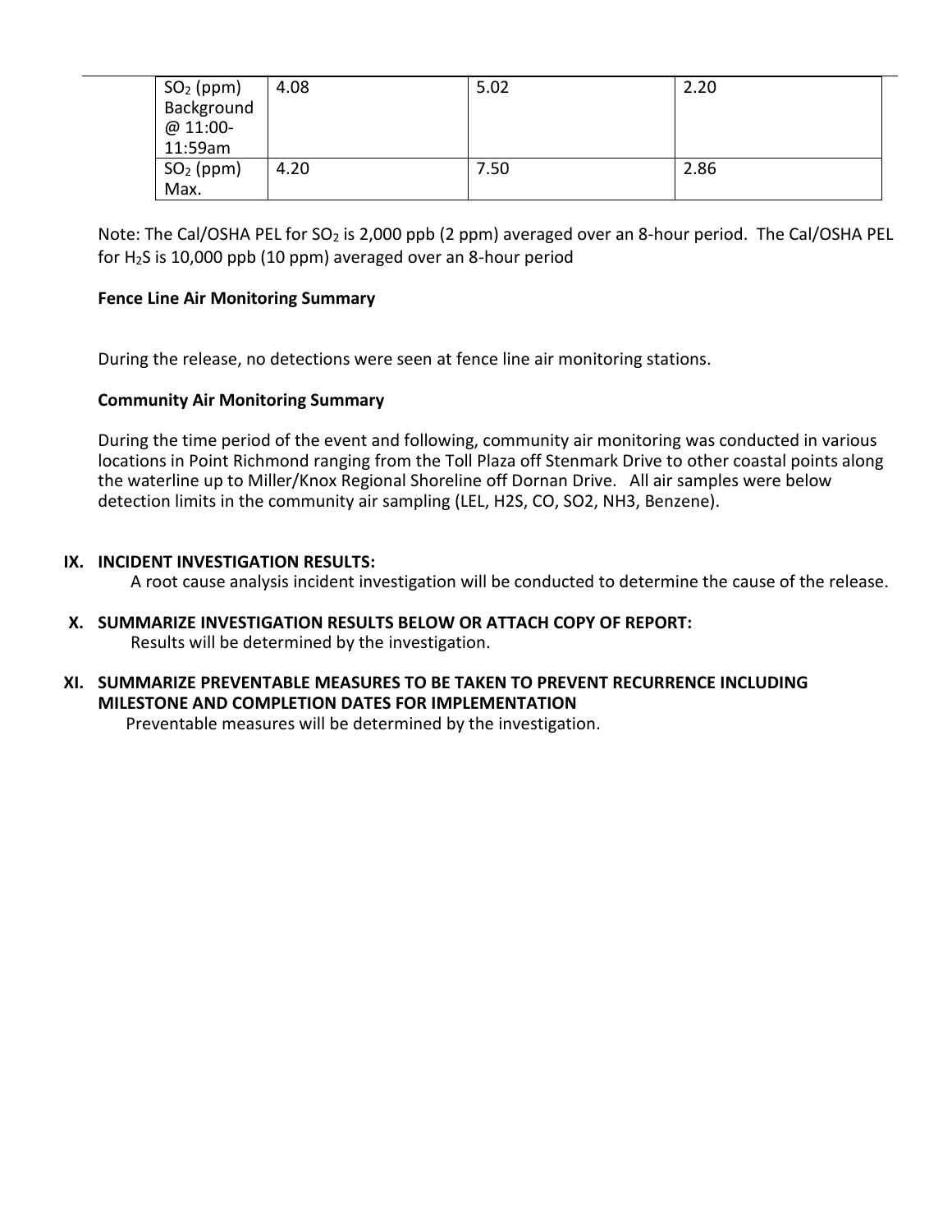| | | | |
|---|---|---|---|
| $SO_2$ (ppm) Background @ 11:00-11:59am | 4.08 | 5.02 | 2.20 |
| $SO_2$ (ppm) Max. | 4.20 | 7.50 | 2.86 |

Note: The Cal/OSHA PEL for $SO_2$ is 2,000 ppb (2 ppm) averaged over an 8-hour period. The Cal/OSHA PEL for $H_2S$ is 10,000 ppb (10 ppm) averaged over an 8-hour period

**Fence Line Air Monitoring Summary**

During the release, no detections were seen at fence line air monitoring stations.

**Community Air Monitoring Summary**

During the time period of the event and following, community air monitoring was conducted in various locations in Point Richmond ranging from the Toll Plaza off Stenmark Drive to other coastal points along the waterline up to Miller/Knox Regional Shoreline off Dornan Drive. All air samples were below detection limits in the community air sampling (LEL, H2S, CO, SO2, NH3, Benzene).

**IX. INCIDENT INVESTIGATION RESULTS:**

A root cause analysis incident investigation will be conducted to determine the cause of the release.

**X. SUMMARIZE INVESTIGATION RESULTS BELOW OR ATTACH COPY OF REPORT:**

Results will be determined by the investigation.

**XI. SUMMARIZE PREVENTABLE MEASURES TO BE TAKEN TO PREVENT RECURRENCE INCLUDING MILESTONE AND COMPLETION DATES FOR IMPLEMENTATION**

Preventable measures will be determined by the investigation.